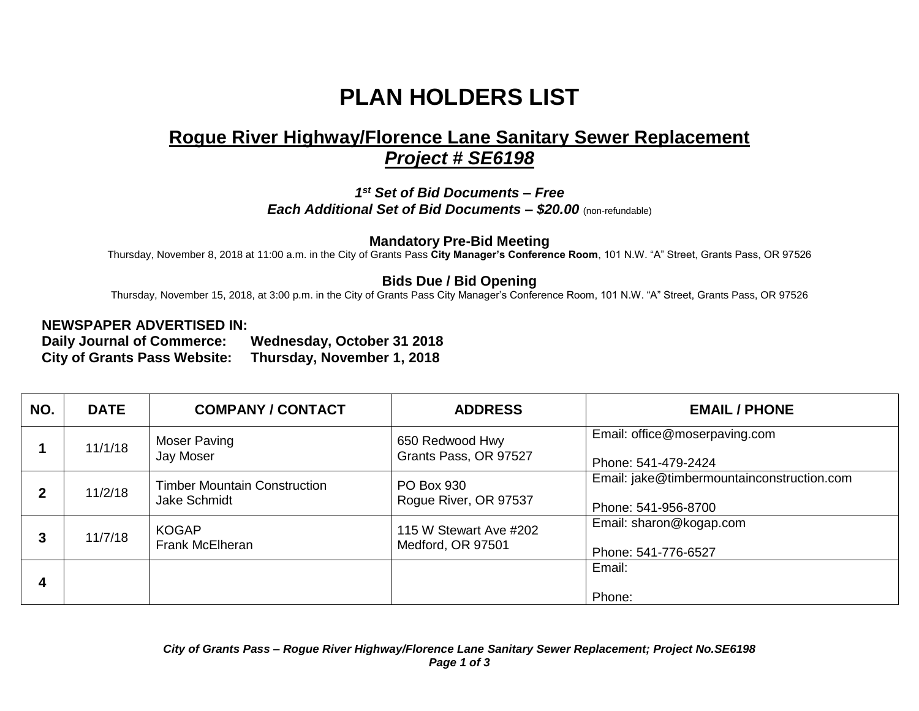# PLAN HOLDERS LIST

## Rogue River Highway/Florence Lane Sanitary Sewer Replacement
## *Project # SE6198*

***1st Set of Bid Documents – Free***
***Each Additional Set of Bid Documents – $20.00*** (non-refundable)

**Mandatory Pre-Bid Meeting**
Thursday, November 8, 2018 at 11:00 a.m. in the City of Grants Pass **City Manager's Conference Room**, 101 N.W. "A" Street, Grants Pass, OR 97526

**Bids Due / Bid Opening**
Thursday, November 15, 2018, at 3:00 p.m. in the City of Grants Pass City Manager's Conference Room, 101 N.W. "A" Street, Grants Pass, OR 97526

**NEWSPAPER ADVERTISED IN:**
**Daily Journal of Commerce: Wednesday, October 31 2018**
**City of Grants Pass Website: Thursday, November 1, 2018**

| NO. | DATE | COMPANY / CONTACT | ADDRESS | EMAIL / PHONE |
|---|---|---|---|---|
| **1** | 11/1/18 | Moser Paving<br>Jay Moser | 650 Redwood Hwy<br>Grants Pass, OR 97527 | Email: office@moserpaving.com<br><br>Phone: 541-479-2424 |
| **2** | 11/2/18 | Timber Mountain Construction<br>Jake Schmidt | PO Box 930<br>Rogue River, OR 97537 | Email: jake@timbermountainconstruction.com<br><br>Phone: 541-956-8700 |
| **3** | 11/7/18 | KOGAP<br>Frank McElheran | 115 W Stewart Ave #202<br>Medford, OR 97501 | Email: sharon@kogap.com<br><br>Phone: 541-776-6527 |
| **4** | | | | Email:<br><br>Phone: |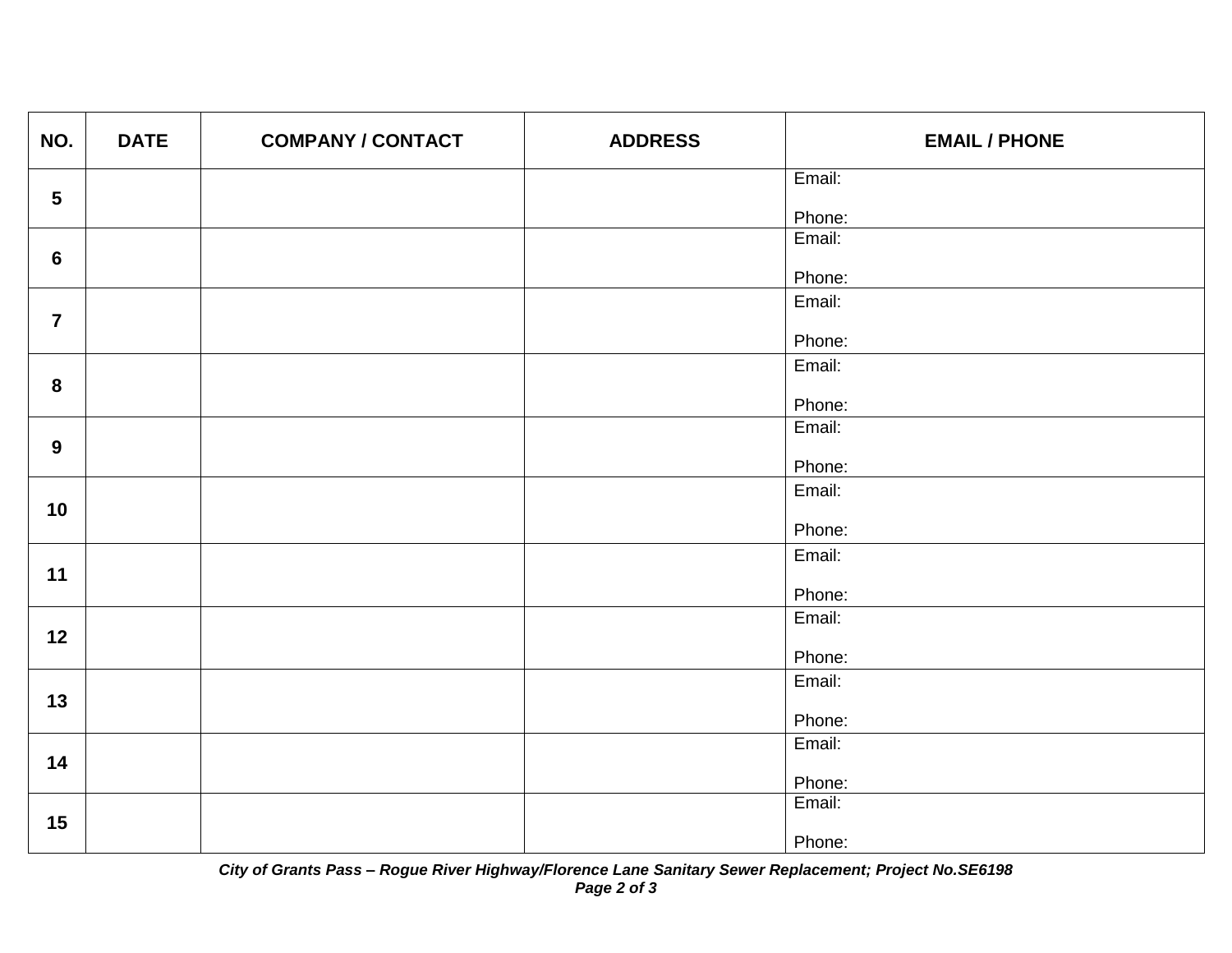| NO. | DATE | COMPANY / CONTACT | ADDRESS | EMAIL / PHONE |
|---|---|---|---|---|
| **5** | | | | Email:<br><br>Phone: |
| **6** | | | | Email:<br><br>Phone: |
| **7** | | | | Email:<br><br>Phone: |
| **8** | | | | Email:<br><br>Phone: |
| **9** | | | | Email:<br><br>Phone: |
| **10** | | | | Email:<br><br>Phone: |
| **11** | | | | Email:<br><br>Phone: |
| **12** | | | | Email:<br><br>Phone: |
| **13** | | | | Email:<br><br>Phone: |
| **14** | | | | Email:<br><br>Phone: |
| **15** | | | | Email:<br><br>Phone: |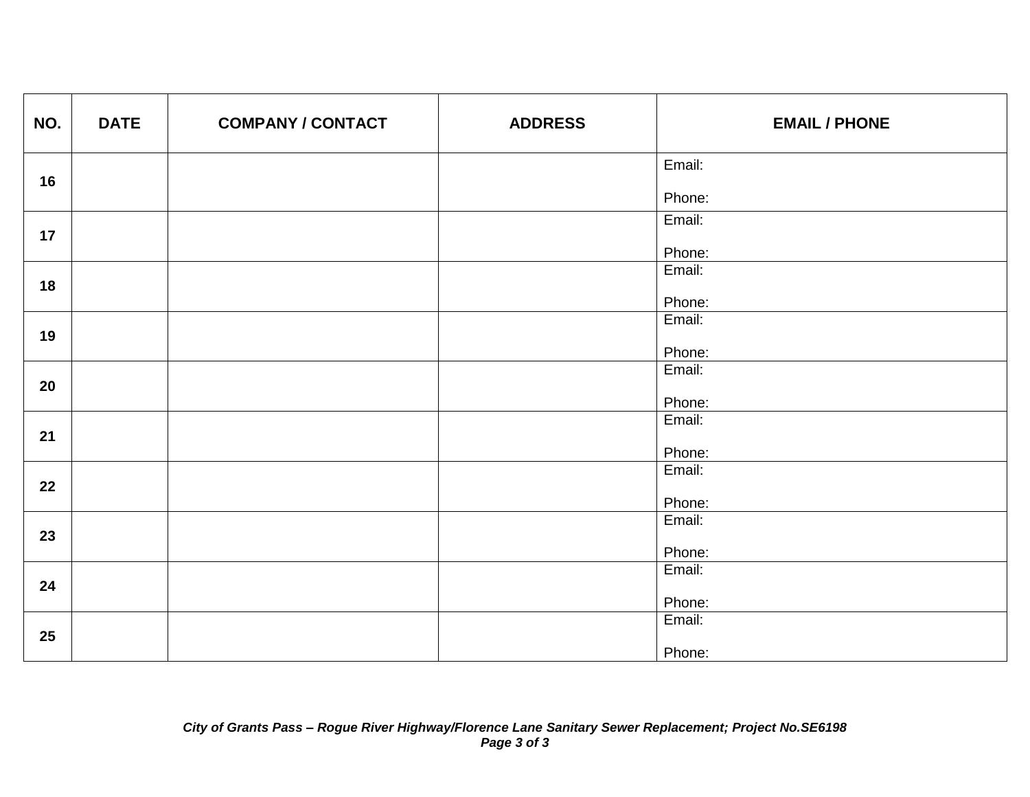| NO. | DATE | COMPANY / CONTACT | ADDRESS | EMAIL / PHONE |
|---|---|---|---|---|
| 16 | | | | Email:<br><br>Phone: |
| 17 | | | | Email:<br><br>Phone: |
| 18 | | | | Email:<br><br>Phone: |
| 19 | | | | Email:<br><br>Phone: |
| 20 | | | | Email:<br><br>Phone: |
| 21 | | | | Email:<br><br>Phone: |
| 22 | | | | Email:<br><br>Phone: |
| 23 | | | | Email:<br><br>Phone: |
| 24 | | | | Email:<br><br>Phone: |
| 25 | | | | Email:<br><br>Phone: |